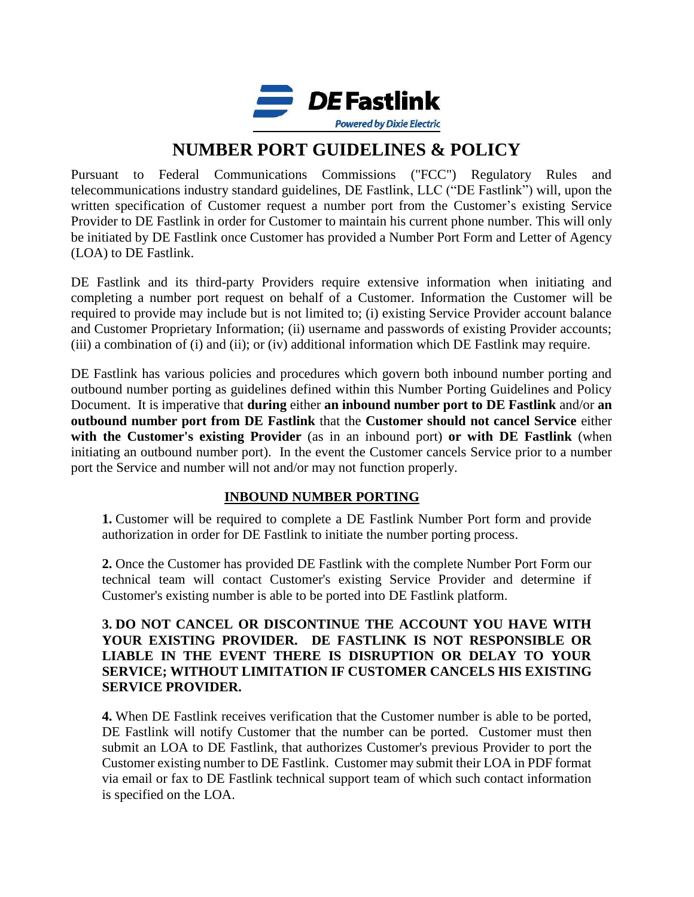DE Fastlink

Powered by Dixie Electric

# NUMBER PORT GUIDELINES & POLICY

Pursuant to Federal Communications Commissions ("FCC") Regulatory Rules and telecommunications industry standard guidelines, DE Fastlink, LLC ("DE Fastlink") will, upon the written specification of Customer request a number port from the Customer's existing Service Provider to DE Fastlink in order for Customer to maintain his current phone number. This will only be initiated by DE Fastlink once Customer has provided a Number Port Form and Letter of Agency (LOA) to DE Fastlink.

DE Fastlink and its third-party Providers require extensive information when initiating and completing a number port request on behalf of a Customer. Information the Customer will be required to provide may include but is not limited to; (i) existing Service Provider account balance and Customer Proprietary Information; (ii) username and passwords of existing Provider accounts; (iii) a combination of (i) and (ii); or (iv) additional information which DE Fastlink may require.

DE Fastlink has various policies and procedures which govern both inbound number porting and outbound number porting as guidelines defined within this Number Porting Guidelines and Policy Document. It is imperative that **during** either **an inbound number port to DE Fastlink** and/or **an outbound number port from DE Fastlink** that the **Customer should not cancel Service** either **with the Customer's existing Provider** (as in an inbound port) **or with DE Fastlink** (when initiating an outbound number port). In the event the Customer cancels Service prior to a number port the Service and number will not and/or may not function properly.

## INBOUND NUMBER PORTING

**1.** Customer will be required to complete a DE Fastlink Number Port form and provide authorization in order for DE Fastlink to initiate the number porting process.

**2.** Once the Customer has provided DE Fastlink with the complete Number Port Form our technical team will contact Customer's existing Service Provider and determine if Customer's existing number is able to be ported into DE Fastlink platform.

**3. DO NOT CANCEL OR DISCONTINUE THE ACCOUNT YOU HAVE WITH YOUR EXISTING PROVIDER. DE FASTLINK IS NOT RESPONSIBLE OR LIABLE IN THE EVENT THERE IS DISRUPTION OR DELAY TO YOUR SERVICE; WITHOUT LIMITATION IF CUSTOMER CANCELS HIS EXISTING SERVICE PROVIDER.**

**4.** When DE Fastlink receives verification that the Customer number is able to be ported, DE Fastlink will notify Customer that the number can be ported. Customer must then submit an LOA to DE Fastlink, that authorizes Customer's previous Provider to port the Customer existing number to DE Fastlink. Customer may submit their LOA in PDF format via email or fax to DE Fastlink technical support team of which such contact information is specified on the LOA.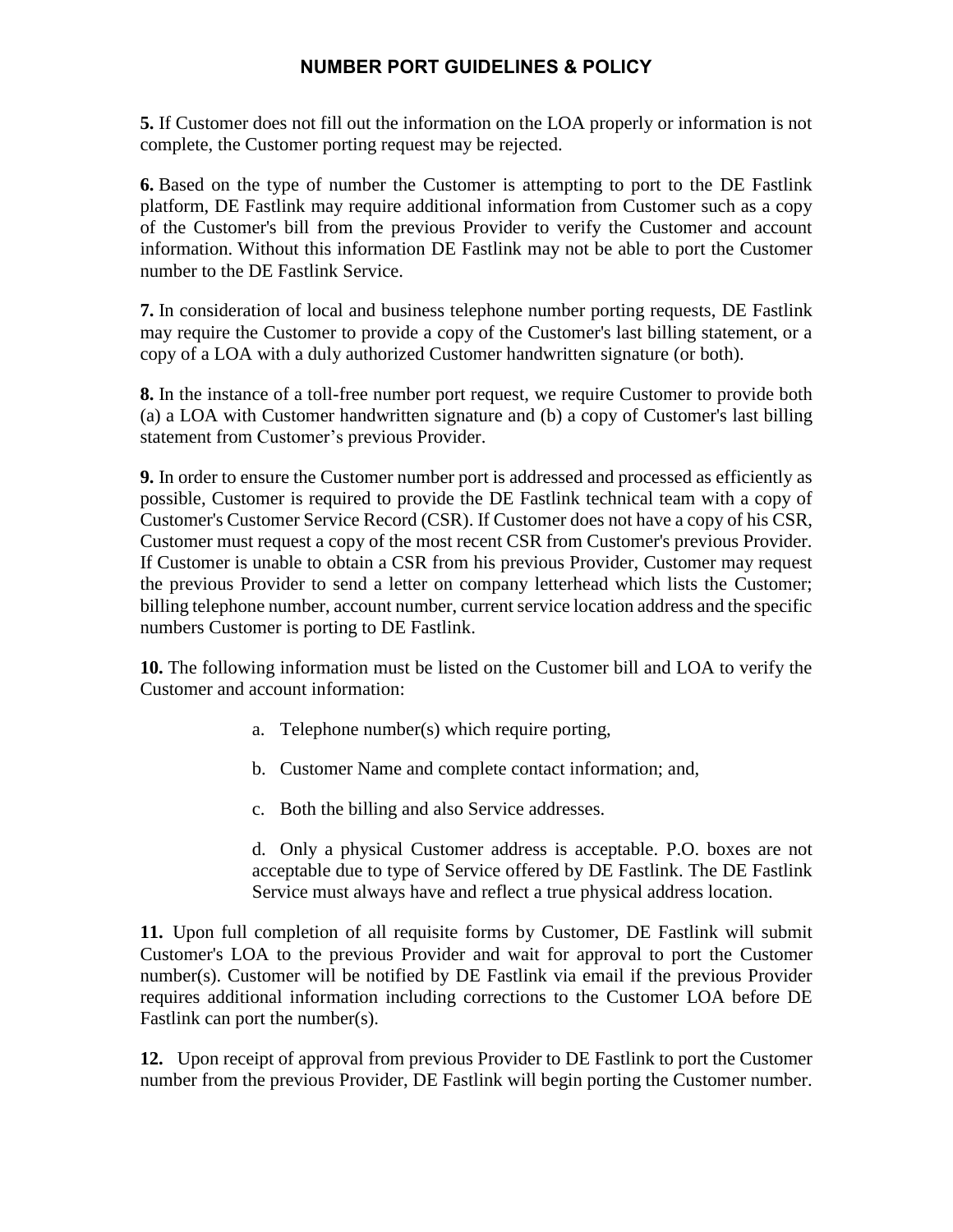**5.** If Customer does not fill out the information on the LOA properly or information is not complete, the Customer porting request may be rejected.

**6.** Based on the type of number the Customer is attempting to port to the DE Fastlink platform, DE Fastlink may require additional information from Customer such as a copy of the Customer's bill from the previous Provider to verify the Customer and account information. Without this information DE Fastlink may not be able to port the Customer number to the DE Fastlink Service.

**7.** In consideration of local and business telephone number porting requests, DE Fastlink may require the Customer to provide a copy of the Customer's last billing statement, or a copy of a LOA with a duly authorized Customer handwritten signature (or both).

**8.** In the instance of a toll-free number port request, we require Customer to provide both (a) a LOA with Customer handwritten signature and (b) a copy of Customer's last billing statement from Customer's previous Provider.

**9.** In order to ensure the Customer number port is addressed and processed as efficiently as possible, Customer is required to provide the DE Fastlink technical team with a copy of Customer's Customer Service Record (CSR). If Customer does not have a copy of his CSR, Customer must request a copy of the most recent CSR from Customer's previous Provider. If Customer is unable to obtain a CSR from his previous Provider, Customer may request the previous Provider to send a letter on company letterhead which lists the Customer; billing telephone number, account number, current service location address and the specific numbers Customer is porting to DE Fastlink.

**10.** The following information must be listed on the Customer bill and LOA to verify the Customer and account information:

a. Telephone number(s) which require porting,

b. Customer Name and complete contact information; and,

c. Both the billing and also Service addresses.

d. Only a physical Customer address is acceptable. P.O. boxes are not acceptable due to type of Service offered by DE Fastlink. The DE Fastlink Service must always have and reflect a true physical address location.

**11.** Upon full completion of all requisite forms by Customer, DE Fastlink will submit Customer's LOA to the previous Provider and wait for approval to port the Customer number(s). Customer will be notified by DE Fastlink via email if the previous Provider requires additional information including corrections to the Customer LOA before DE Fastlink can port the number(s).

**12.** Upon receipt of approval from previous Provider to DE Fastlink to port the Customer number from the previous Provider, DE Fastlink will begin porting the Customer number.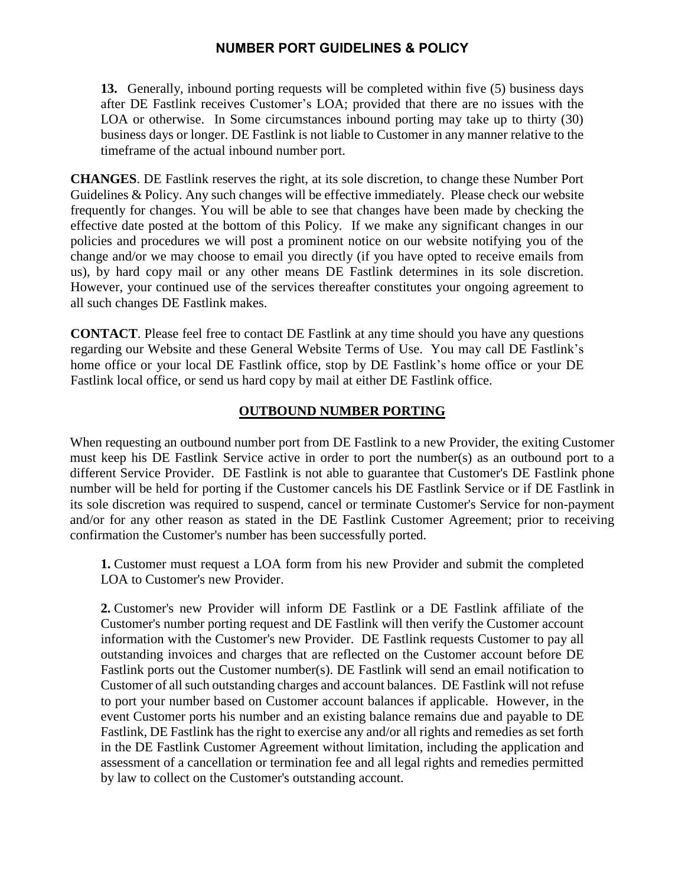**13.** Generally, inbound porting requests will be completed within five (5) business days after DE Fastlink receives Customer's LOA; provided that there are no issues with the LOA or otherwise. In Some circumstances inbound porting may take up to thirty (30) business days or longer. DE Fastlink is not liable to Customer in any manner relative to the timeframe of the actual inbound number port.

**CHANGES**. DE Fastlink reserves the right, at its sole discretion, to change these Number Port Guidelines & Policy. Any such changes will be effective immediately. Please check our website frequently for changes. You will be able to see that changes have been made by checking the effective date posted at the bottom of this Policy. If we make any significant changes in our policies and procedures we will post a prominent notice on our website notifying you of the change and/or we may choose to email you directly (if you have opted to receive emails from us), by hard copy mail or any other means DE Fastlink determines in its sole discretion. However, your continued use of the services thereafter constitutes your ongoing agreement to all such changes DE Fastlink makes.

**CONTACT**. Please feel free to contact DE Fastlink at any time should you have any questions regarding our Website and these General Website Terms of Use. You may call DE Fastlink's home office or your local DE Fastlink office, stop by DE Fastlink's home office or your DE Fastlink local office, or send us hard copy by mail at either DE Fastlink office.

## OUTBOUND NUMBER PORTING

When requesting an outbound number port from DE Fastlink to a new Provider, the exiting Customer must keep his DE Fastlink Service active in order to port the number(s) as an outbound port to a different Service Provider. DE Fastlink is not able to guarantee that Customer's DE Fastlink phone number will be held for porting if the Customer cancels his DE Fastlink Service or if DE Fastlink in its sole discretion was required to suspend, cancel or terminate Customer's Service for non-payment and/or for any other reason as stated in the DE Fastlink Customer Agreement; prior to receiving confirmation the Customer's number has been successfully ported.

**1.** Customer must request a LOA form from his new Provider and submit the completed LOA to Customer's new Provider.

**2.** Customer's new Provider will inform DE Fastlink or a DE Fastlink affiliate of the Customer's number porting request and DE Fastlink will then verify the Customer account information with the Customer's new Provider. DE Fastlink requests Customer to pay all outstanding invoices and charges that are reflected on the Customer account before DE Fastlink ports out the Customer number(s). DE Fastlink will send an email notification to Customer of all such outstanding charges and account balances. DE Fastlink will not refuse to port your number based on Customer account balances if applicable. However, in the event Customer ports his number and an existing balance remains due and payable to DE Fastlink, DE Fastlink has the right to exercise any and/or all rights and remedies as set forth in the DE Fastlink Customer Agreement without limitation, including the application and assessment of a cancellation or termination fee and all legal rights and remedies permitted by law to collect on the Customer's outstanding account.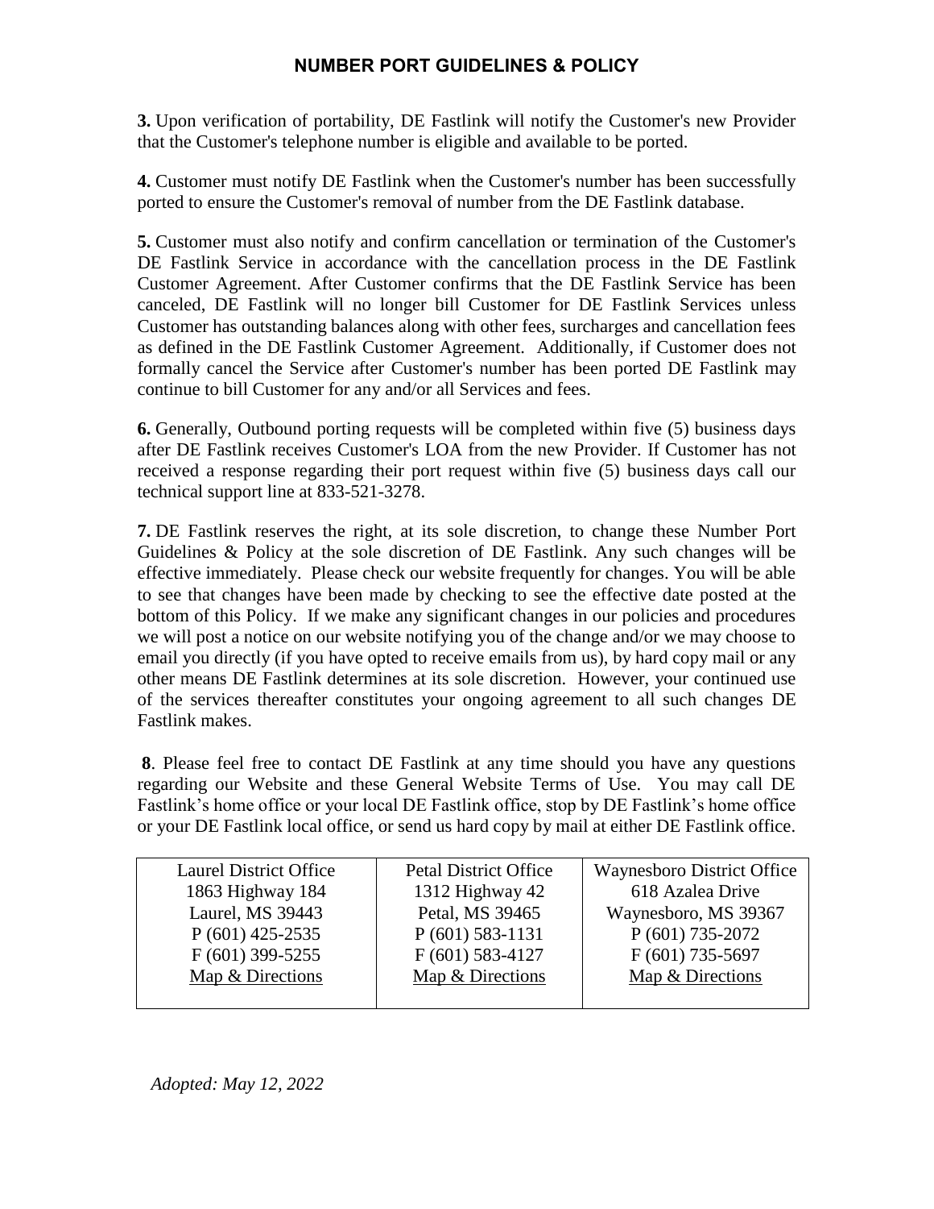## NUMBER PORT GUIDELINES & POLICY

**3.** Upon verification of portability, DE Fastlink will notify the Customer's new Provider that the Customer's telephone number is eligible and available to be ported.

**4.** Customer must notify DE Fastlink when the Customer's number has been successfully ported to ensure the Customer's removal of number from the DE Fastlink database.

**5.** Customer must also notify and confirm cancellation or termination of the Customer's DE Fastlink Service in accordance with the cancellation process in the DE Fastlink Customer Agreement. After Customer confirms that the DE Fastlink Service has been canceled, DE Fastlink will no longer bill Customer for DE Fastlink Services unless Customer has outstanding balances along with other fees, surcharges and cancellation fees as defined in the DE Fastlink Customer Agreement. Additionally, if Customer does not formally cancel the Service after Customer's number has been ported DE Fastlink may continue to bill Customer for any and/or all Services and fees.

**6.** Generally, Outbound porting requests will be completed within five (5) business days after DE Fastlink receives Customer's LOA from the new Provider. If Customer has not received a response regarding their port request within five (5) business days call our technical support line at 833-521-3278.

**7.** DE Fastlink reserves the right, at its sole discretion, to change these Number Port Guidelines & Policy at the sole discretion of DE Fastlink. Any such changes will be effective immediately. Please check our website frequently for changes. You will be able to see that changes have been made by checking to see the effective date posted at the bottom of this Policy. If we make any significant changes in our policies and procedures we will post a notice on our website notifying you of the change and/or we may choose to email you directly (if you have opted to receive emails from us), by hard copy mail or any other means DE Fastlink determines at its sole discretion. However, your continued use of the services thereafter constitutes your ongoing agreement to all such changes DE Fastlink makes.

**8**. Please feel free to contact DE Fastlink at any time should you have any questions regarding our Website and these General Website Terms of Use. You may call DE Fastlink's home office or your local DE Fastlink office, stop by DE Fastlink's home office or your DE Fastlink local office, or send us hard copy by mail at either DE Fastlink office.

| | | |
|---|---|---|
| Laurel District Office<br>1863 Highway 184<br>Laurel, MS 39443<br>P (601) 425-2535<br>F (601) 399-5255<br>Map & Directions | Petal District Office<br>1312 Highway 42<br>Petal, MS 39465<br>P (601) 583-1131<br>F (601) 583-4127<br>Map & Directions | Waynesboro District Office<br>618 Azalea Drive<br>Waynesboro, MS 39367<br>P (601) 735-2072<br>F (601) 735-5697<br>Map & Directions |

*Adopted: May 12, 2022*